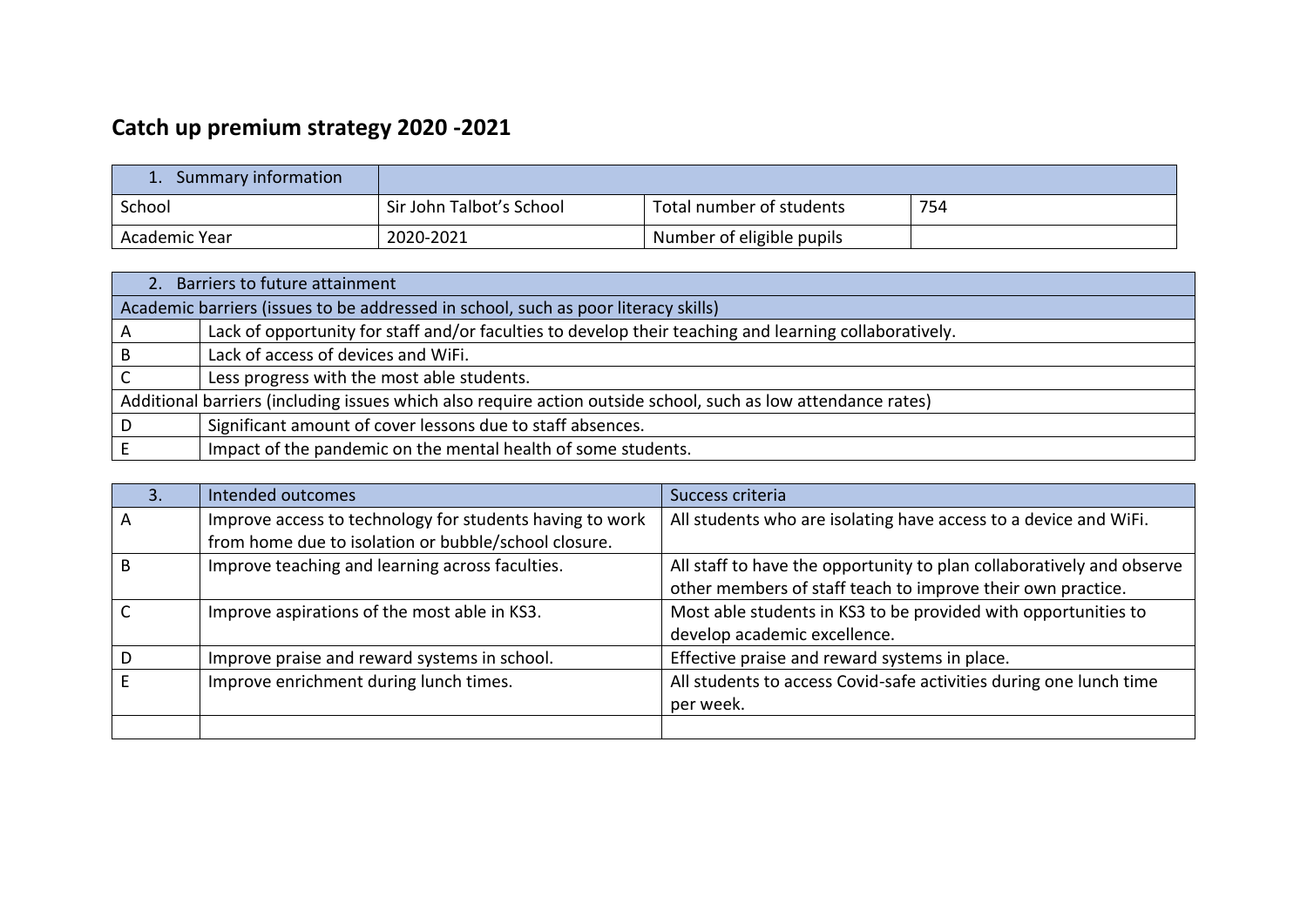# Catch up premium strategy 2020 -2021

| 1. Summary information | | | |
|---|---|---|---|
| School | Sir John Talbot's School | Total number of students | 754 |
| Academic Year | 2020-2021 | Number of eligible pupils | |

| 2. Barriers to future attainment | |
|---|---|
| Academic barriers (issues to be addressed in school, such as poor literacy skills) | |
| A | Lack of opportunity for staff and/or faculties to develop their teaching and learning collaboratively. |
| B | Lack of access of devices and WiFi. |
| C | Less progress with the most able students. |
| Additional barriers (including issues which also require action outside school, such as low attendance rates) | |
| D | Significant amount of cover lessons due to staff absences. |
| E | Impact of the pandemic on the mental health of some students. |

| 3. | Intended outcomes | Success criteria |
|---|---|---|
| A | Improve access to technology for students having to work from home due to isolation or bubble/school closure. | All students who are isolating have access to a device and WiFi. |
| B | Improve teaching and learning across faculties. | All staff to have the opportunity to plan collaboratively and observe other members of staff teach to improve their own practice. |
| C | Improve aspirations of the most able in KS3. | Most able students in KS3 to be provided with opportunities to develop academic excellence. |
| D | Improve praise and reward systems in school. | Effective praise and reward systems in place. |
| E | Improve enrichment during lunch times. | All students to access Covid-safe activities during one lunch time per week. |
| | | |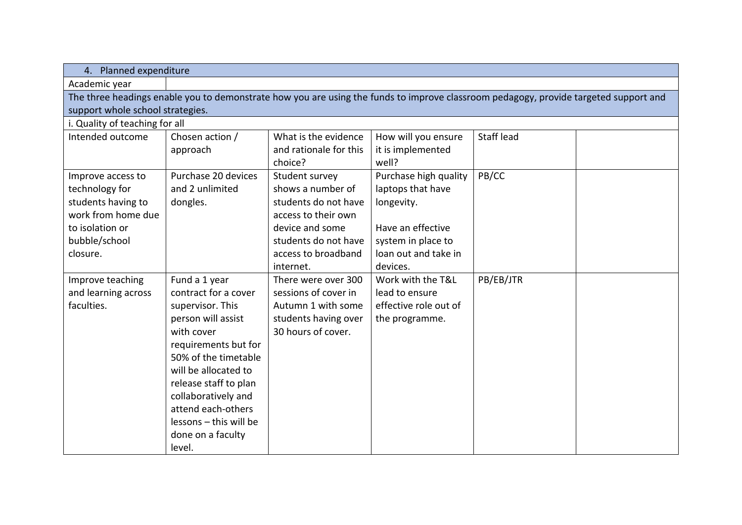| 4. Planned expenditure | | | | | |
|---|---|---|---|---|---|
| Academic year | | | | | |
| The three headings enable you to demonstrate how you are using the funds to improve classroom pedagogy, provide targeted support and support whole school strategies. | | | | | |
| i. Quality of teaching for all | | | | | |
| Intended outcome | Chosen action / approach | What is the evidence and rationale for this choice? | How will you ensure it is implemented well? | Staff lead | |
| Improve access to technology for students having to work from home due to isolation or bubble/school closure. | Purchase 20 devices and 2 unlimited dongles. | Student survey shows a number of students do not have access to their own device and some students do not have access to broadband internet. | Purchase high quality laptops that have longevity.<br><br>Have an effective system in place to loan out and take in devices. | PB/CC | |
| Improve teaching and learning across faculties. | Fund a 1 year contract for a cover supervisor. This person will assist with cover requirements but for 50% of the timetable will be allocated to release staff to plan collaboratively and attend each-others lessons – this will be done on a faculty level. | There were over 300 sessions of cover in Autumn 1 with some students having over 30 hours of cover. | Work with the T&L lead to ensure effective role out of the programme. | PB/EB/JTR | |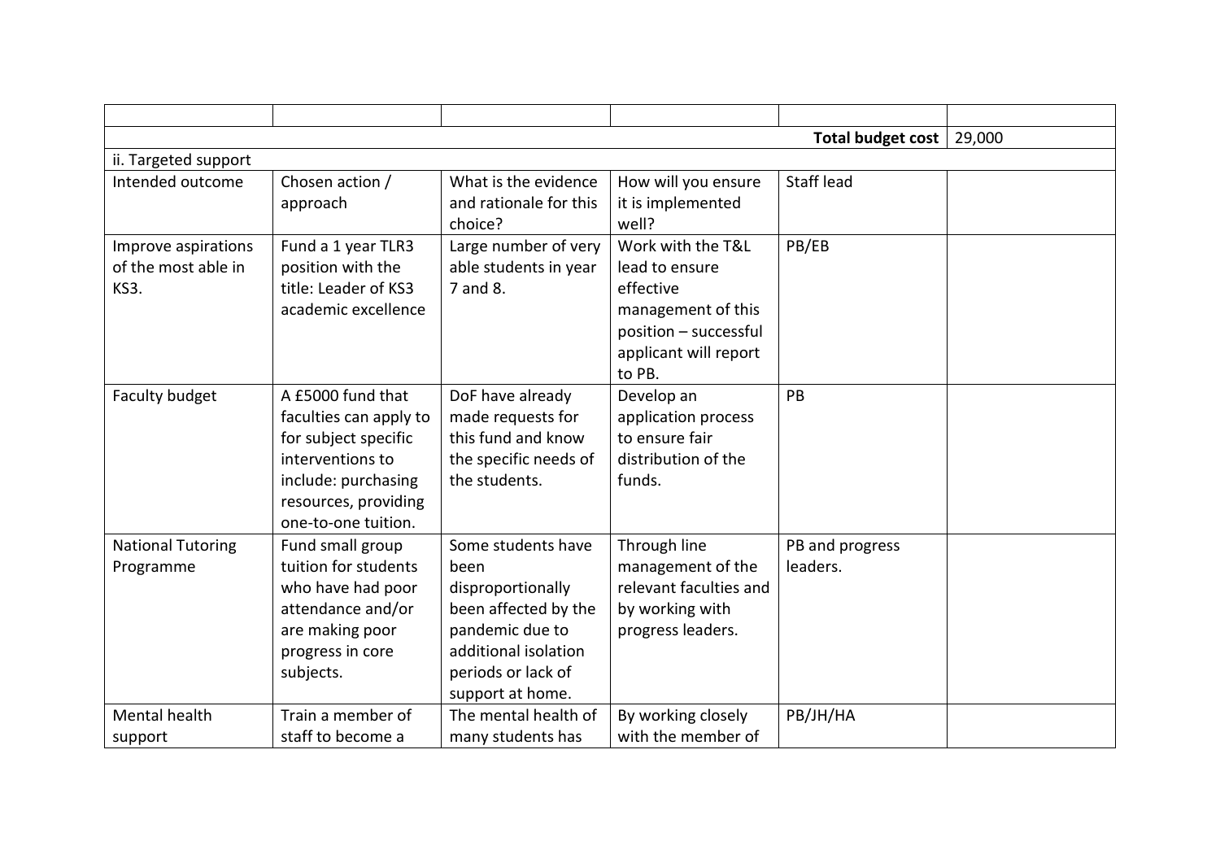| | | | | | |
|---|---|---|---|---|---|
| | | | | | |
| | | | | **Total budget cost** | 29,000 |
| ii. Targeted support | | | | | |
| Intended outcome | Chosen action / approach | What is the evidence and rationale for this choice? | How will you ensure it is implemented well? | Staff lead | |
| Improve aspirations of the most able in KS3. | Fund a 1 year TLR3 position with the title: Leader of KS3 academic excellence | Large number of very able students in year 7 and 8. | Work with the T&L lead to ensure effective management of this position – successful applicant will report to PB. | PB/EB | |
| Faculty budget | A £5000 fund that faculties can apply to for subject specific interventions to include: purchasing resources, providing one-to-one tuition. | DoF have already made requests for this fund and know the specific needs of the students. | Develop an application process to ensure fair distribution of the funds. | PB | |
| National Tutoring Programme | Fund small group tuition for students who have had poor attendance and/or are making poor progress in core subjects. | Some students have been disproportionally been affected by the pandemic due to additional isolation periods or lack of support at home. | Through line management of the relevant faculties and by working with progress leaders. | PB and progress leaders. | |
| Mental health support | Train a member of staff to become a | The mental health of many students has | By working closely with the member of | PB/JH/HA | |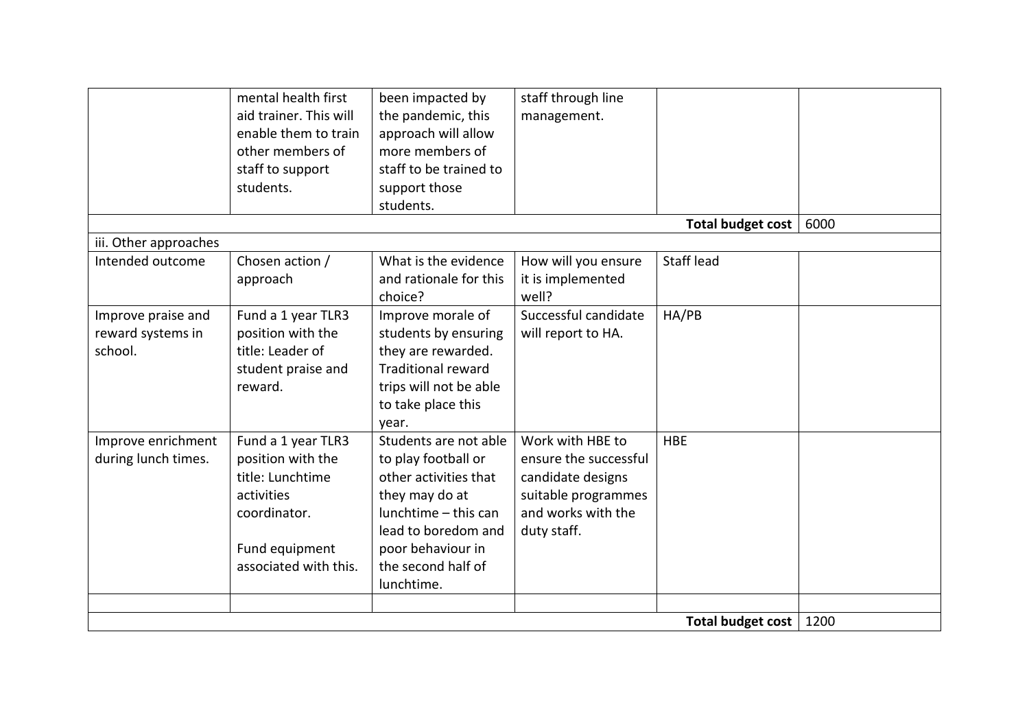|  | mental health first aid trainer. This will enable them to train other members of staff to support students. | been impacted by the pandemic, this approach will allow more members of staff to be trained to support those students. | staff through line management. |  |  |
|---|---|---|---|---|---|
|  |  |  |  | **Total budget cost** | 6000 |

iii. Other approaches

| Intended outcome | Chosen action / approach | What is the evidence and rationale for this choice? | How will you ensure it is implemented well? | Staff lead |  |
|---|---|---|---|---|---|
| Improve praise and reward systems in school. | Fund a 1 year TLR3 position with the title: Leader of student praise and reward. | Improve morale of students by ensuring they are rewarded. Traditional reward trips will not be able to take place this year. | Successful candidate will report to HA. | HA/PB |  |
| Improve enrichment during lunch times. | Fund a 1 year TLR3 position with the title: Lunchtime activities coordinator.<br><br>Fund equipment associated with this. | Students are not able to play football or other activities that they may do at lunchtime – this can lead to boredom and poor behaviour in the second half of lunchtime. | Work with HBE to ensure the successful candidate designs suitable programmes and works with the duty staff. | HBE |  |
|  |  |  |  |  |  |
|  |  |  |  | **Total budget cost** | 1200 |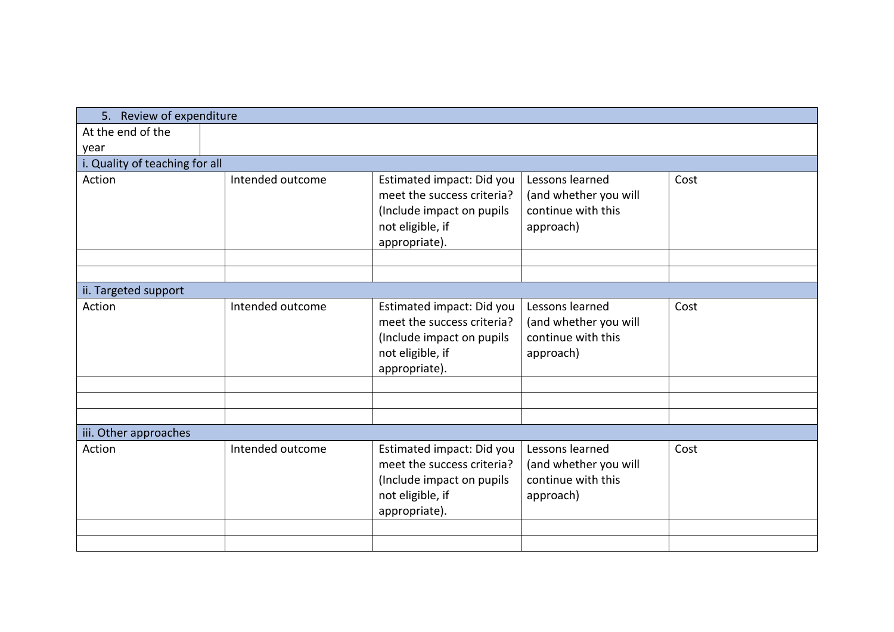| 5. Review of expenditure | | | | |
|---|---|---|---|---|
| At the end of the year | | | | |
| i. Quality of teaching for all | | | | |
| Action | Intended outcome | Estimated impact: Did you meet the success criteria? (Include impact on pupils not eligible, if appropriate). | Lessons learned (and whether you will continue with this approach) | Cost |
| | | | | |
| | | | | |
| ii. Targeted support | | | | |
| Action | Intended outcome | Estimated impact: Did you meet the success criteria? (Include impact on pupils not eligible, if appropriate). | Lessons learned (and whether you will continue with this approach) | Cost |
| | | | | |
| | | | | |
| | | | | |
| iii. Other approaches | | | | |
| Action | Intended outcome | Estimated impact: Did you meet the success criteria? (Include impact on pupils not eligible, if appropriate). | Lessons learned (and whether you will continue with this approach) | Cost |
| | | | | |
| | | | | |